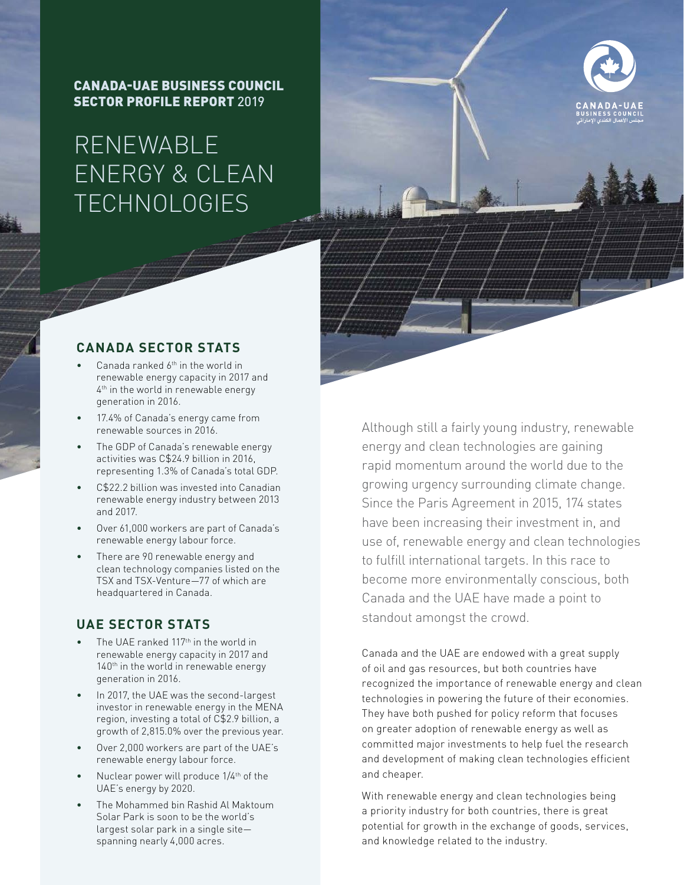**CANADA-UAE BUSINESS COUNCIL**
**SECTOR PROFILE REPORT** 2019

# RENEWABLE ENERGY & CLEAN TECHNOLOGIES

CANADA-UAE
BUSINESS COUNCIL
مجلس الأعمال الكندي الإماراتي

## CANADA SECTOR STATS

- Canada ranked 6th in the world in renewable energy capacity in 2017 and 4th in the world in renewable energy generation in 2016.
- 17.4% of Canada's energy came from renewable sources in 2016.
- The GDP of Canada's renewable energy activities was C$24.9 billion in 2016, representing 1.3% of Canada's total GDP.
- C$22.2 billion was invested into Canadian renewable energy industry between 2013 and 2017.
- Over 61,000 workers are part of Canada's renewable energy labour force.
- There are 90 renewable energy and clean technology companies listed on the TSX and TSX-Venture—77 of which are headquartered in Canada.

## UAE SECTOR STATS

- The UAE ranked 117th in the world in renewable energy capacity in 2017 and 140th in the world in renewable energy generation in 2016.
- In 2017, the UAE was the second-largest investor in renewable energy in the MENA region, investing a total of C$2.9 billion, a growth of 2,815.0% over the previous year.
- Over 2,000 workers are part of the UAE's renewable energy labour force.
- Nuclear power will produce 1/4th of the UAE's energy by 2020.
- The Mohammed bin Rashid Al Maktoum Solar Park is soon to be the world's largest solar park in a single site—spanning nearly 4,000 acres.

Although still a fairly young industry, renewable energy and clean technologies are gaining rapid momentum around the world due to the growing urgency surrounding climate change. Since the Paris Agreement in 2015, 174 states have been increasing their investment in, and use of, renewable energy and clean technologies to fulfill international targets. In this race to become more environmentally conscious, both Canada and the UAE have made a point to standout amongst the crowd.

Canada and the UAE are endowed with a great supply of oil and gas resources, but both countries have recognized the importance of renewable energy and clean technologies in powering the future of their economies. They have both pushed for policy reform that focuses on greater adoption of renewable energy as well as committed major investments to help fuel the research and development of making clean technologies efficient and cheaper.

With renewable energy and clean technologies being a priority industry for both countries, there is great potential for growth in the exchange of goods, services, and knowledge related to the industry.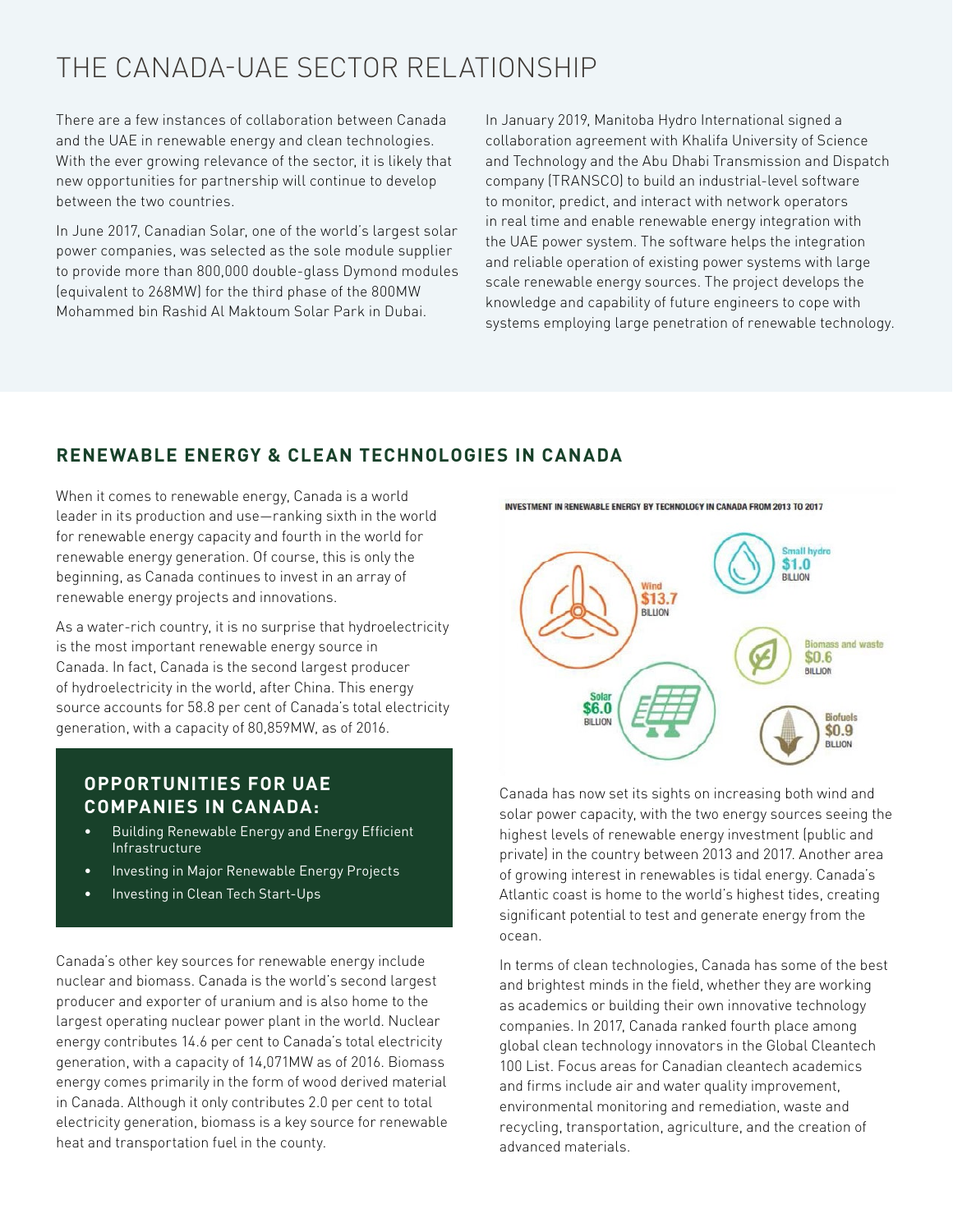# THE CANADA-UAE SECTOR RELATIONSHIP

There are a few instances of collaboration between Canada and the UAE in renewable energy and clean technologies. With the ever growing relevance of the sector, it is likely that new opportunities for partnership will continue to develop between the two countries.

In June 2017, Canadian Solar, one of the world's largest solar power companies, was selected as the sole module supplier to provide more than 800,000 double-glass Dymond modules (equivalent to 268MW) for the third phase of the 800MW Mohammed bin Rashid Al Maktoum Solar Park in Dubai.

In January 2019, Manitoba Hydro International signed a collaboration agreement with Khalifa University of Science and Technology and the Abu Dhabi Transmission and Dispatch company (TRANSCO) to build an industrial-level software to monitor, predict, and interact with network operators in real time and enable renewable energy integration with the UAE power system. The software helps the integration and reliable operation of existing power systems with large scale renewable energy sources. The project develops the knowledge and capability of future engineers to cope with systems employing large penetration of renewable technology.

## RENEWABLE ENERGY & CLEAN TECHNOLOGIES IN CANADA

When it comes to renewable energy, Canada is a world leader in its production and use—ranking sixth in the world for renewable energy capacity and fourth in the world for renewable energy generation. Of course, this is only the beginning, as Canada continues to invest in an array of renewable energy projects and innovations.

As a water-rich country, it is no surprise that hydroelectricity is the most important renewable energy source in Canada. In fact, Canada is the second largest producer of hydroelectricity in the world, after China. This energy source accounts for 58.8 per cent of Canada's total electricity generation, with a capacity of 80,859MW, as of 2016.

### OPPORTUNITIES FOR UAE COMPANIES IN CANADA:

- Building Renewable Energy and Energy Efficient Infrastructure
- Investing in Major Renewable Energy Projects
- Investing in Clean Tech Start-Ups

Canada's other key sources for renewable energy include nuclear and biomass. Canada is the world's second largest producer and exporter of uranium and is also home to the largest operating nuclear power plant in the world. Nuclear energy contributes 14.6 per cent to Canada's total electricity generation, with a capacity of 14,071MW as of 2016. Biomass energy comes primarily in the form of wood derived material in Canada. Although it only contributes 2.0 per cent to total electricity generation, biomass is a key source for renewable heat and transportation fuel in the county.

INVESTMENT IN RENEWABLE ENERGY BY TECHNOLOGY IN CANADA FROM 2013 TO 2017

| Technology | Investment |
| --- | --- |
| Wind | $13.7 BILLION |
| Solar | $6.0 BILLION |
| Small hydro | $1.0 BILLION |
| Biomass and waste | $0.6 BILLION |
| Biofuels | $0.9 BILLION |

Canada has now set its sights on increasing both wind and solar power capacity, with the two energy sources seeing the highest levels of renewable energy investment (public and private) in the country between 2013 and 2017. Another area of growing interest in renewables is tidal energy. Canada's Atlantic coast is home to the world's highest tides, creating significant potential to test and generate energy from the ocean.

In terms of clean technologies, Canada has some of the best and brightest minds in the field, whether they are working as academics or building their own innovative technology companies. In 2017, Canada ranked fourth place among global clean technology innovators in the Global Cleantech 100 List. Focus areas for Canadian cleantech academics and firms include air and water quality improvement, environmental monitoring and remediation, waste and recycling, transportation, agriculture, and the creation of advanced materials.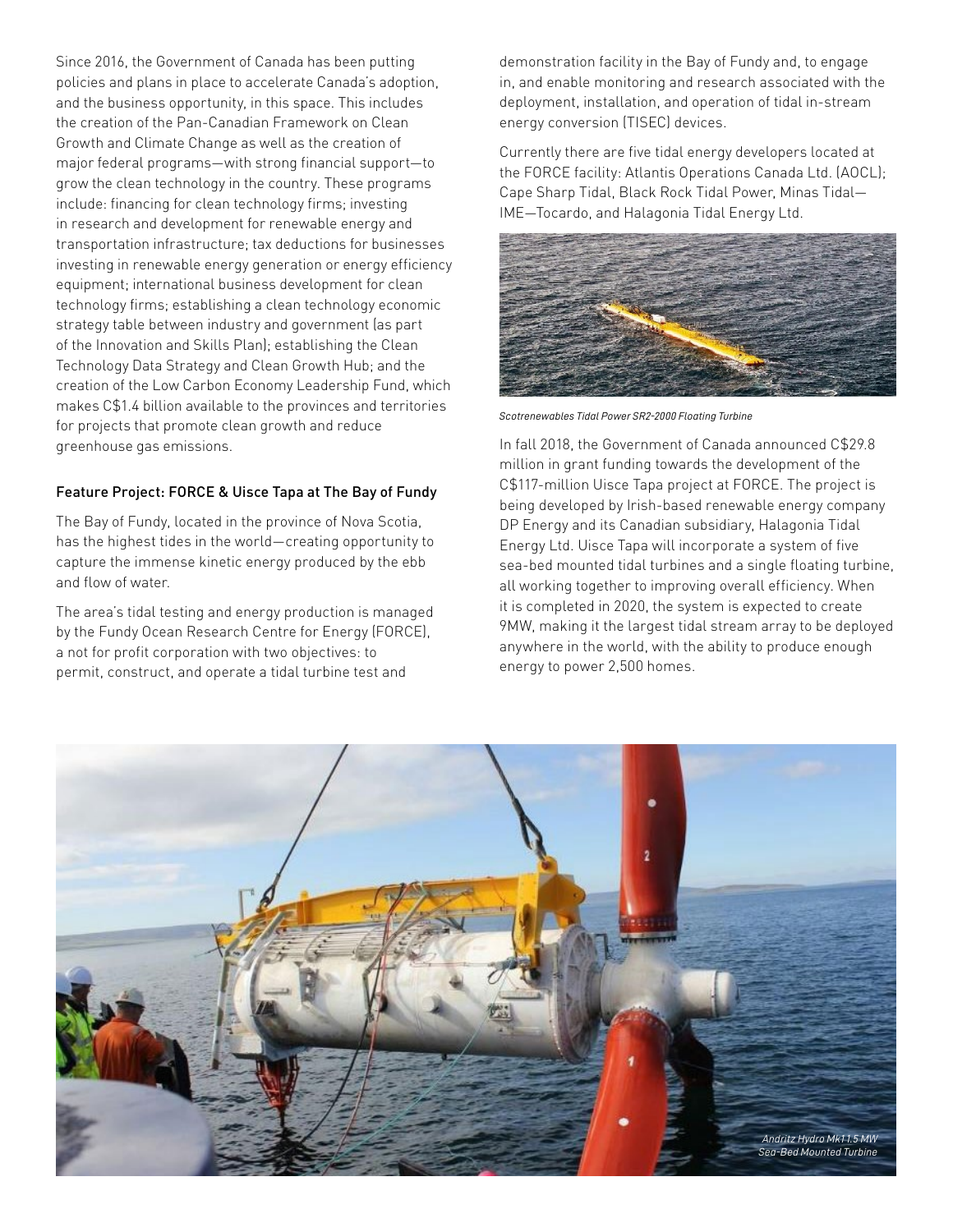Since 2016, the Government of Canada has been putting policies and plans in place to accelerate Canada's adoption, and the business opportunity, in this space. This includes the creation of the Pan-Canadian Framework on Clean Growth and Climate Change as well as the creation of major federal programs—with strong financial support—to grow the clean technology in the country. These programs include: financing for clean technology firms; investing in research and development for renewable energy and transportation infrastructure; tax deductions for businesses investing in renewable energy generation or energy efficiency equipment; international business development for clean technology firms; establishing a clean technology economic strategy table between industry and government (as part of the Innovation and Skills Plan); establishing the Clean Technology Data Strategy and Clean Growth Hub; and the creation of the Low Carbon Economy Leadership Fund, which makes C$1.4 billion available to the provinces and territories for projects that promote clean growth and reduce greenhouse gas emissions.

#### Feature Project: FORCE & Uisce Tapa at The Bay of Fundy

The Bay of Fundy, located in the province of Nova Scotia, has the highest tides in the world—creating opportunity to capture the immense kinetic energy produced by the ebb and flow of water.

The area's tidal testing and energy production is managed by the Fundy Ocean Research Centre for Energy (FORCE), a not for profit corporation with two objectives: to permit, construct, and operate a tidal turbine test and demonstration facility in the Bay of Fundy and, to engage in, and enable monitoring and research associated with the deployment, installation, and operation of tidal in-stream energy conversion (TISEC) devices.

Currently there are five tidal energy developers located at the FORCE facility: Atlantis Operations Canada Ltd. (AOCL); Cape Sharp Tidal, Black Rock Tidal Power, Minas Tidal—IME—Tocardo, and Halagonia Tidal Energy Ltd.

*Scotrenewables Tidal Power SR2-2000 Floating Turbine*

In fall 2018, the Government of Canada announced C$29.8 million in grant funding towards the development of the C$117-million Uisce Tapa project at FORCE. The project is being developed by Irish-based renewable energy company DP Energy and its Canadian subsidiary, Halagonia Tidal Energy Ltd. Uisce Tapa will incorporate a system of five sea-bed mounted tidal turbines and a single floating turbine, all working together to improving overall efficiency. When it is completed in 2020, the system is expected to create 9MW, making it the largest tidal stream array to be deployed anywhere in the world, with the ability to produce enough energy to power 2,500 homes.

*Andritz Hydro Mk1 1.5 MW Sea-Bed Mounted Turbine*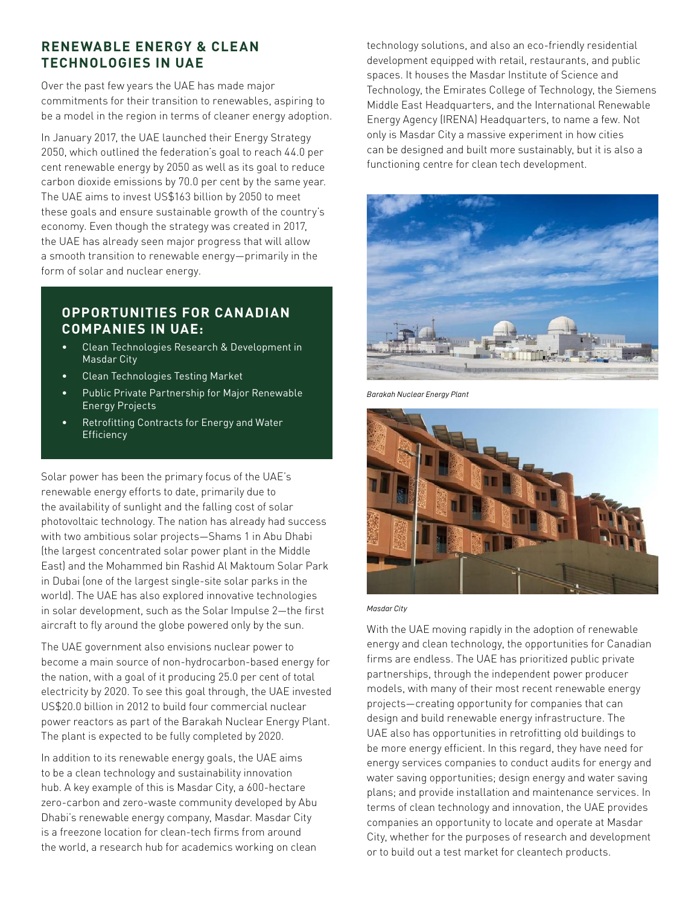## RENEWABLE ENERGY & CLEAN TECHNOLOGIES IN UAE

Over the past few years the UAE has made major commitments for their transition to renewables, aspiring to be a model in the region in terms of cleaner energy adoption.

In January 2017, the UAE launched their Energy Strategy 2050, which outlined the federation's goal to reach 44.0 per cent renewable energy by 2050 as well as its goal to reduce carbon dioxide emissions by 70.0 per cent by the same year. The UAE aims to invest US$163 billion by 2050 to meet these goals and ensure sustainable growth of the country's economy. Even though the strategy was created in 2017, the UAE has already seen major progress that will allow a smooth transition to renewable energy—primarily in the form of solar and nuclear energy.

### OPPORTUNITIES FOR CANADIAN COMPANIES IN UAE:

- Clean Technologies Research & Development in Masdar City
- Clean Technologies Testing Market
- Public Private Partnership for Major Renewable Energy Projects
- Retrofitting Contracts for Energy and Water Efficiency

Solar power has been the primary focus of the UAE's renewable energy efforts to date, primarily due to the availability of sunlight and the falling cost of solar photovoltaic technology. The nation has already had success with two ambitious solar projects—Shams 1 in Abu Dhabi (the largest concentrated solar power plant in the Middle East) and the Mohammed bin Rashid Al Maktoum Solar Park in Dubai (one of the largest single-site solar parks in the world). The UAE has also explored innovative technologies in solar development, such as the Solar Impulse 2—the first aircraft to fly around the globe powered only by the sun.

The UAE government also envisions nuclear power to become a main source of non-hydrocarbon-based energy for the nation, with a goal of it producing 25.0 per cent of total electricity by 2020. To see this goal through, the UAE invested US$20.0 billion in 2012 to build four commercial nuclear power reactors as part of the Barakah Nuclear Energy Plant. The plant is expected to be fully completed by 2020.

In addition to its renewable energy goals, the UAE aims to be a clean technology and sustainability innovation hub. A key example of this is Masdar City, a 600-hectare zero-carbon and zero-waste community developed by Abu Dhabi's renewable energy company, Masdar. Masdar City is a freezone location for clean-tech firms from around the world, a research hub for academics working on clean technology solutions, and also an eco-friendly residential development equipped with retail, restaurants, and public spaces. It houses the Masdar Institute of Science and Technology, the Emirates College of Technology, the Siemens Middle East Headquarters, and the International Renewable Energy Agency (IRENA) Headquarters, to name a few. Not only is Masdar City a massive experiment in how cities can be designed and built more sustainably, but it is also a functioning centre for clean tech development.

*Barakah Nuclear Energy Plant*

*Masdar City*

With the UAE moving rapidly in the adoption of renewable energy and clean technology, the opportunities for Canadian firms are endless. The UAE has prioritized public private partnerships, through the independent power producer models, with many of their most recent renewable energy projects—creating opportunity for companies that can design and build renewable energy infrastructure. The UAE also has opportunities in retrofitting old buildings to be more energy efficient. In this regard, they have need for energy services companies to conduct audits for energy and water saving opportunities; design energy and water saving plans; and provide installation and maintenance services. In terms of clean technology and innovation, the UAE provides companies an opportunity to locate and operate at Masdar City, whether for the purposes of research and development or to build out a test market for cleantech products.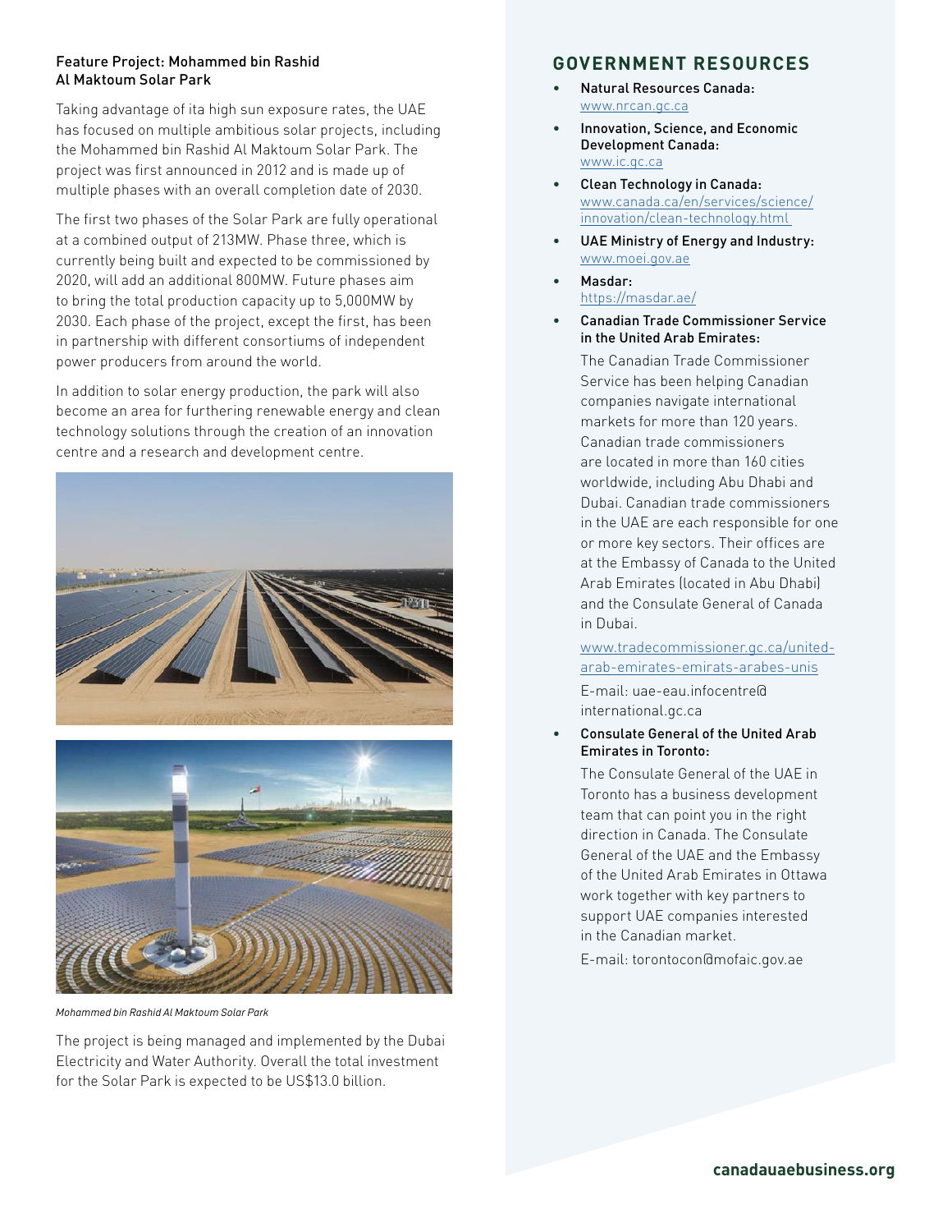### Feature Project: Mohammed bin Rashid Al Maktoum Solar Park

Taking advantage of ita high sun exposure rates, the UAE has focused on multiple ambitious solar projects, including the Mohammed bin Rashid Al Maktoum Solar Park. The project was first announced in 2012 and is made up of multiple phases with an overall completion date of 2030.

The first two phases of the Solar Park are fully operational at a combined output of 213MW. Phase three, which is currently being built and expected to be commissioned by 2020, will add an additional 800MW. Future phases aim to bring the total production capacity up to 5,000MW by 2030. Each phase of the project, except the first, has been in partnership with different consortiums of independent power producers from around the world.

In addition to solar energy production, the park will also become an area for furthering renewable energy and clean technology solutions through the creation of an innovation centre and a research and development centre.

*Mohammed bin Rashid Al Maktoum Solar Park*

The project is being managed and implemented by the Dubai Electricity and Water Authority. Overall the total investment for the Solar Park is expected to be US$13.0 billion.

## GOVERNMENT RESOURCES

- **Natural Resources Canada:** www.nrcan.gc.ca
- **Innovation, Science, and Economic Development Canada:** www.ic.gc.ca
- **Clean Technology in Canada:** www.canada.ca/en/services/science/innovation/clean-technology.html
- **UAE Ministry of Energy and Industry:** www.moei.gov.ae
- **Masdar:** https://masdar.ae/
- **Canadian Trade Commissioner Service in the United Arab Emirates:**

  The Canadian Trade Commissioner Service has been helping Canadian companies navigate international markets for more than 120 years. Canadian trade commissioners are located in more than 160 cities worldwide, including Abu Dhabi and Dubai. Canadian trade commissioners in the UAE are each responsible for one or more key sectors. Their offices are at the Embassy of Canada to the United Arab Emirates (located in Abu Dhabi) and the Consulate General of Canada in Dubai.

  www.tradecommissioner.gc.ca/united-arab-emirates-emirats-arabes-unis

  E-mail: uae-eau.infocentre@international.gc.ca

- **Consulate General of the United Arab Emirates in Toronto:**

  The Consulate General of the UAE in Toronto has a business development team that can point you in the right direction in Canada. The Consulate General of the UAE and the Embassy of the United Arab Emirates in Ottawa work together with key partners to support UAE companies interested in the Canadian market.

  E-mail: torontocon@mofaic.gov.ae